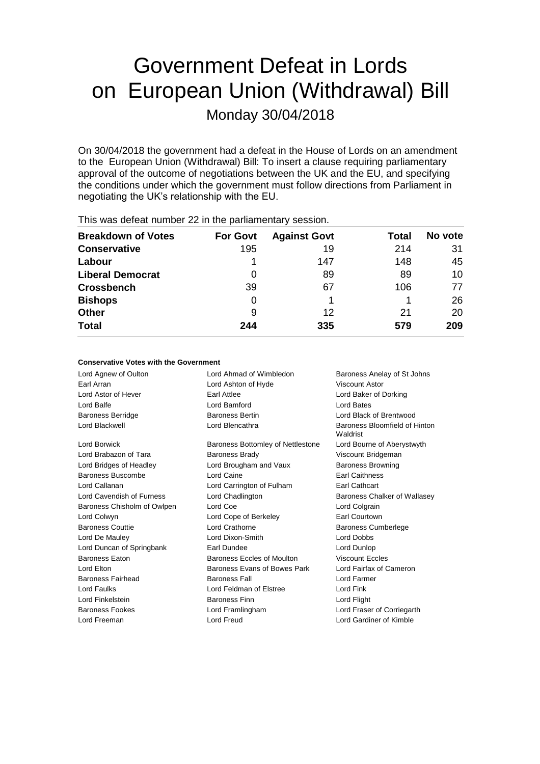# Government Defeat in Lords on European Union (Withdrawal) Bill

Monday 30/04/2018

On 30/04/2018 the government had a defeat in the House of Lords on an amendment to the European Union (Withdrawal) Bill: To insert a clause requiring parliamentary approval of the outcome of negotiations between the UK and the EU, and specifying the conditions under which the government must follow directions from Parliament in negotiating the UK's relationship with the EU.

This was defeat number 22 in the parliamentary session.

| Breakdown of Votes | For Govt | Against Govt | Total | No vote |
|---|---|---|---|---|
| **Conservative** | 195 | 19 | 214 | 31 |
| **Labour** | 1 | 147 | 148 | 45 |
| **Liberal Democrat** | 0 | 89 | 89 | 10 |
| **Crossbench** | 39 | 67 | 106 | 77 |
| **Bishops** | 0 | 1 | 1 | 26 |
| **Other** | 9 | 12 | 21 | 20 |
| **Total** | **244** | **335** | **579** | **209** |

**Conservative Votes with the Government**

| | | |
|---|---|---|
| Lord Agnew of Oulton | Lord Ahmad of Wimbledon | Baroness Anelay of St Johns |
| Earl Arran | Lord Ashton of Hyde | Viscount Astor |
| Lord Astor of Hever | Earl Attlee | Lord Baker of Dorking |
| Lord Balfe | Lord Bamford | Lord Bates |
| Baroness Berridge | Baroness Bertin | Lord Black of Brentwood |
| Lord Blackwell | Lord Blencathra | Baroness Bloomfield of Hinton Waldrist |
| Lord Borwick | Baroness Bottomley of Nettlestone | Lord Bourne of Aberystwyth |
| Lord Brabazon of Tara | Baroness Brady | Viscount Bridgeman |
| Lord Bridges of Headley | Lord Brougham and Vaux | Baroness Browning |
| Baroness Buscombe | Lord Caine | Earl Caithness |
| Lord Callanan | Lord Carrington of Fulham | Earl Cathcart |
| Lord Cavendish of Furness | Lord Chadlington | Baroness Chalker of Wallasey |
| Baroness Chisholm of Owlpen | Lord Coe | Lord Colgrain |
| Lord Colwyn | Lord Cope of Berkeley | Earl Courtown |
| Baroness Couttie | Lord Crathorne | Baroness Cumberlege |
| Lord De Mauley | Lord Dixon-Smith | Lord Dobbs |
| Lord Duncan of Springbank | Earl Dundee | Lord Dunlop |
| Baroness Eaton | Baroness Eccles of Moulton | Viscount Eccles |
| Lord Elton | Baroness Evans of Bowes Park | Lord Fairfax of Cameron |
| Baroness Fairhead | Baroness Fall | Lord Farmer |
| Lord Faulks | Lord Feldman of Elstree | Lord Fink |
| Lord Finkelstein | Baroness Finn | Lord Flight |
| Baroness Fookes | Lord Framlingham | Lord Fraser of Corriegarth |
| Lord Freeman | Lord Freud | Lord Gardiner of Kimble |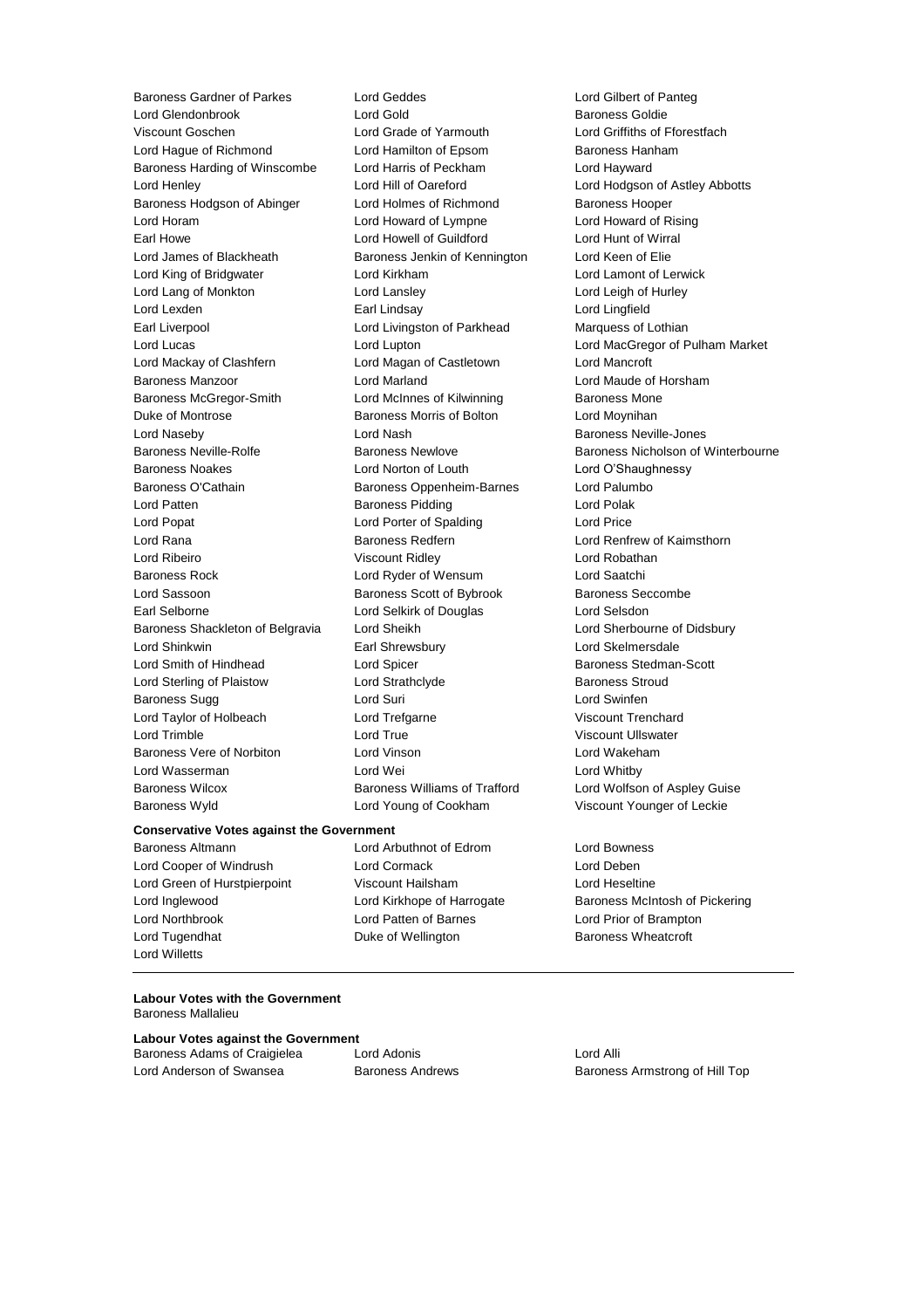Baroness Gardner of Parkes
Lord Geddes
Lord Gilbert of Panteg
Lord Glendonbrook
Lord Gold
Baroness Goldie
Viscount Goschen
Lord Grade of Yarmouth
Lord Griffiths of Fforestfach
Lord Hague of Richmond
Lord Hamilton of Epsom
Baroness Hanham
Baroness Harding of Winscombe
Lord Harris of Peckham
Lord Hayward
Lord Henley
Lord Hill of Oareford
Lord Hodgson of Astley Abbotts
Baroness Hodgson of Abinger
Lord Holmes of Richmond
Baroness Hooper
Lord Horam
Lord Howard of Lympne
Lord Howard of Rising
Earl Howe
Lord Howell of Guildford
Lord Hunt of Wirral
Lord James of Blackheath
Baroness Jenkin of Kennington
Lord Keen of Elie
Lord King of Bridgwater
Lord Kirkham
Lord Lamont of Lerwick
Lord Lang of Monkton
Lord Lansley
Lord Leigh of Hurley
Lord Lexden
Earl Lindsay
Lord Lingfield
Earl Liverpool
Lord Livingston of Parkhead
Marquess of Lothian
Lord Lucas
Lord Lupton
Lord MacGregor of Pulham Market
Lord Mackay of Clashfern
Lord Magan of Castletown
Lord Mancroft
Baroness Manzoor
Lord Marland
Lord Maude of Horsham
Baroness McGregor-Smith
Lord McInnes of Kilwinning
Baroness Mone
Duke of Montrose
Baroness Morris of Bolton
Lord Moynihan
Lord Naseby
Lord Nash
Baroness Neville-Jones
Baroness Neville-Rolfe
Baroness Newlove
Baroness Nicholson of Winterbourne
Baroness Noakes
Lord Norton of Louth
Lord O'Shaughnessy
Baroness O'Cathain
Baroness Oppenheim-Barnes
Lord Palumbo
Lord Patten
Baroness Pidding
Lord Polak
Lord Popat
Lord Porter of Spalding
Lord Price
Lord Rana
Baroness Redfern
Lord Renfrew of Kaimsthorn
Lord Ribeiro
Viscount Ridley
Lord Robathan
Baroness Rock
Lord Ryder of Wensum
Lord Saatchi
Lord Sassoon
Baroness Scott of Bybrook
Baroness Seccombe
Earl Selborne
Lord Selkirk of Douglas
Lord Selsdon
Baroness Shackleton of Belgravia
Lord Sheikh
Lord Sherbourne of Didsbury
Lord Shinkwin
Earl Shrewsbury
Lord Skelmersdale
Lord Smith of Hindhead
Lord Spicer
Baroness Stedman-Scott
Lord Sterling of Plaistow
Lord Strathclyde
Baroness Stroud
Baroness Sugg
Lord Suri
Lord Swinfen
Lord Taylor of Holbeach
Lord Trefgarne
Viscount Trenchard
Lord Trimble
Lord True
Viscount Ullswater
Baroness Vere of Norbiton
Lord Vinson
Lord Wakeham
Lord Wasserman
Lord Wei
Lord Whitby
Baroness Wilcox
Baroness Williams of Trafford
Lord Wolfson of Aspley Guise
Baroness Wyld
Lord Young of Cookham
Viscount Younger of Leckie

**Conservative Votes against the Government**

Baroness Altmann
Lord Arbuthnot of Edrom
Lord Bowness
Lord Cooper of Windrush
Lord Cormack
Lord Deben
Lord Green of Hurstpierpoint
Viscount Hailsham
Lord Heseltine
Lord Inglewood
Lord Kirkhope of Harrogate
Baroness McIntosh of Pickering
Lord Northbrook
Lord Patten of Barnes
Lord Prior of Brampton
Lord Tugendhat
Duke of Wellington
Baroness Wheatcroft
Lord Willetts

---

**Labour Votes with the Government**

Baroness Mallalieu

**Labour Votes against the Government**

Baroness Adams of Craigielea
Lord Adonis
Lord Alli
Lord Anderson of Swansea
Baroness Andrews
Baroness Armstrong of Hill Top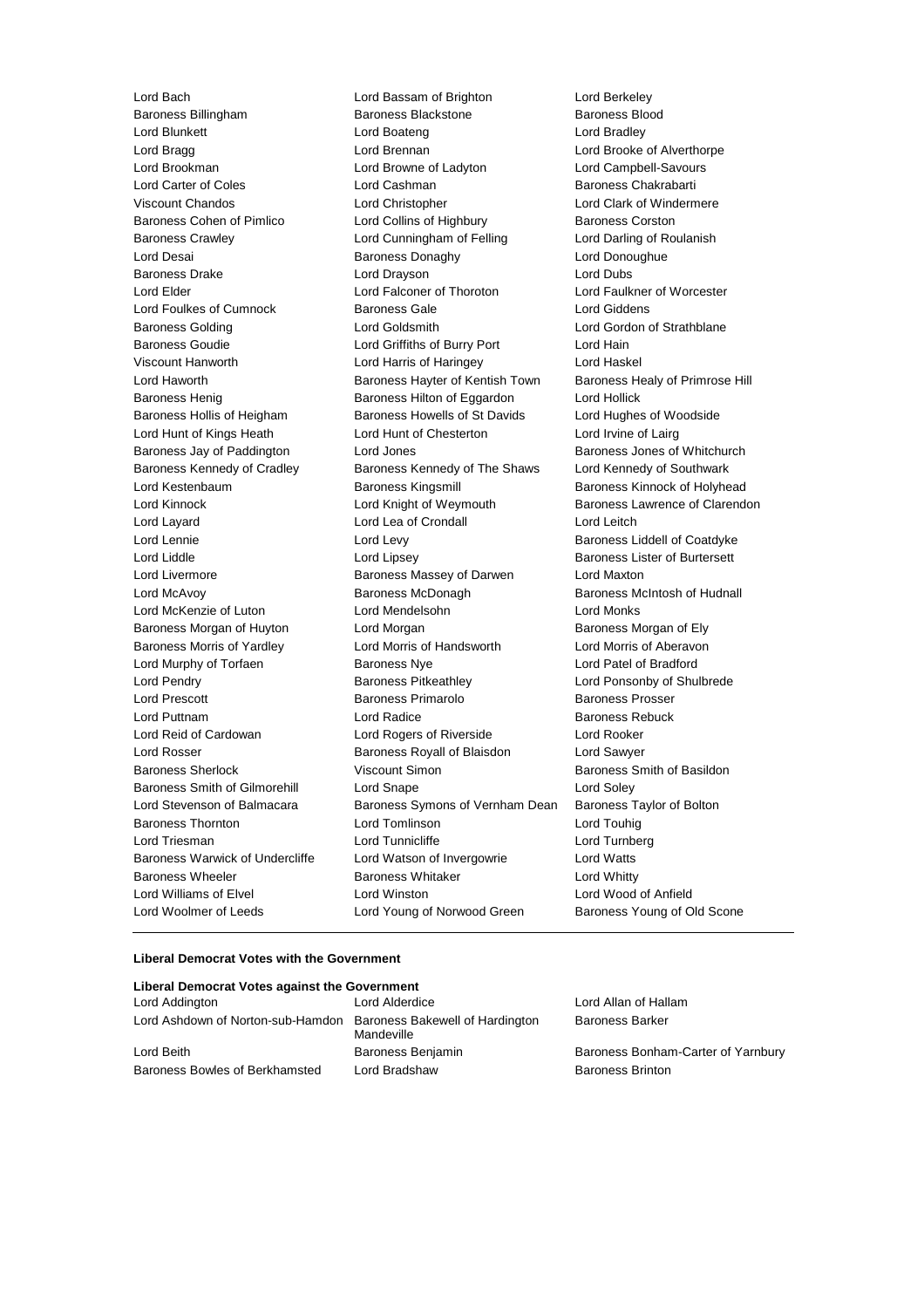Lord Bach
Lord Bassam of Brighton
Lord Berkeley
Baroness Billingham
Baroness Blackstone
Baroness Blood
Lord Blunkett
Lord Boateng
Lord Bradley
Lord Bragg
Lord Brennan
Lord Brooke of Alverthorpe
Lord Brookman
Lord Browne of Ladyton
Lord Campbell-Savours
Lord Carter of Coles
Lord Cashman
Baroness Chakrabarti
Viscount Chandos
Lord Christopher
Lord Clark of Windermere
Baroness Cohen of Pimlico
Lord Collins of Highbury
Baroness Corston
Baroness Crawley
Lord Cunningham of Felling
Lord Darling of Roulanish
Lord Desai
Baroness Donaghy
Lord Donoughue
Baroness Drake
Lord Drayson
Lord Dubs
Lord Elder
Lord Falconer of Thoroton
Lord Faulkner of Worcester
Lord Foulkes of Cumnock
Baroness Gale
Lord Giddens
Baroness Golding
Lord Goldsmith
Lord Gordon of Strathblane
Baroness Goudie
Lord Griffiths of Burry Port
Lord Hain
Viscount Hanworth
Lord Harris of Haringey
Lord Haskel
Lord Haworth
Baroness Hayter of Kentish Town
Baroness Healy of Primrose Hill
Baroness Henig
Baroness Hilton of Eggardon
Lord Hollick
Baroness Hollis of Heigham
Baroness Howells of St Davids
Lord Hughes of Woodside
Lord Hunt of Kings Heath
Lord Hunt of Chesterton
Lord Irvine of Lairg
Baroness Jay of Paddington
Lord Jones
Baroness Jones of Whitchurch
Baroness Kennedy of Cradley
Baroness Kennedy of The Shaws
Lord Kennedy of Southwark
Lord Kestenbaum
Baroness Kingsmill
Baroness Kinnock of Holyhead
Lord Kinnock
Lord Knight of Weymouth
Baroness Lawrence of Clarendon
Lord Layard
Lord Lea of Crondall
Lord Leitch
Lord Lennie
Lord Levy
Baroness Liddell of Coatdyke
Lord Liddle
Lord Lipsey
Baroness Lister of Burtersett
Lord Livermore
Baroness Massey of Darwen
Lord Maxton
Lord McAvoy
Baroness McDonagh
Baroness McIntosh of Hudnall
Lord McKenzie of Luton
Lord Mendelsohn
Lord Monks
Baroness Morgan of Huyton
Lord Morgan
Baroness Morgan of Ely
Baroness Morris of Yardley
Lord Morris of Handsworth
Lord Morris of Aberavon
Lord Murphy of Torfaen
Baroness Nye
Lord Patel of Bradford
Lord Pendry
Baroness Pitkeathley
Lord Ponsonby of Shulbrede
Lord Prescott
Baroness Primarolo
Baroness Prosser
Lord Puttnam
Lord Radice
Baroness Rebuck
Lord Reid of Cardowan
Lord Rogers of Riverside
Lord Rooker
Lord Rosser
Baroness Royall of Blaisdon
Lord Sawyer
Baroness Sherlock
Viscount Simon
Baroness Smith of Basildon
Baroness Smith of Gilmorehill
Lord Snape
Lord Soley
Lord Stevenson of Balmacara
Baroness Symons of Vernham Dean
Baroness Taylor of Bolton
Baroness Thornton
Lord Tomlinson
Lord Touhig
Lord Triesman
Lord Tunnicliffe
Lord Turnberg
Baroness Warwick of Undercliffe
Lord Watson of Invergowrie
Lord Watts
Baroness Wheeler
Baroness Whitaker
Lord Whitty
Lord Williams of Elvel
Lord Winston
Lord Wood of Anfield
Lord Woolmer of Leeds
Lord Young of Norwood Green
Baroness Young of Old Scone

---

**Liberal Democrat Votes with the Government**

**Liberal Democrat Votes against the Government**

Lord Addington
Lord Alderdice
Lord Allan of Hallam
Lord Ashdown of Norton-sub-Hamdon
Baroness Bakewell of Hardington Mandeville
Baroness Barker
Lord Beith
Baroness Benjamin
Baroness Bonham-Carter of Yarnbury
Baroness Bowles of Berkhamsted
Lord Bradshaw
Baroness Brinton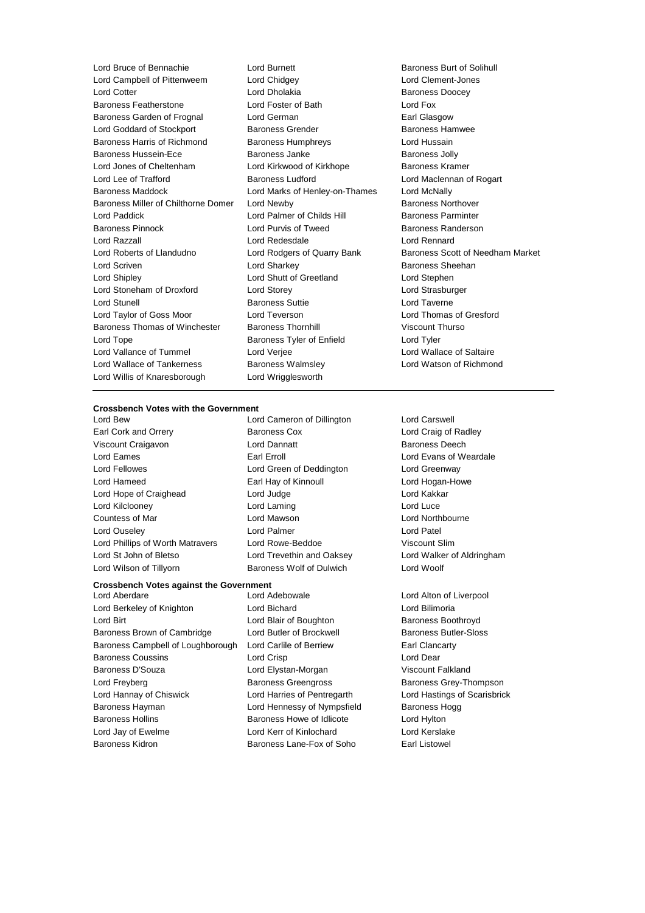Lord Bruce of Bennachie
Lord Burnett
Baroness Burt of Solihull
Lord Campbell of Pittenweem
Lord Chidgey
Lord Clement-Jones
Lord Cotter
Lord Dholakia
Baroness Doocey
Baroness Featherstone
Lord Foster of Bath
Lord Fox
Baroness Garden of Frognal
Lord German
Earl Glasgow
Lord Goddard of Stockport
Baroness Grender
Baroness Hamwee
Baroness Harris of Richmond
Baroness Humphreys
Lord Hussain
Baroness Hussein-Ece
Baroness Janke
Baroness Jolly
Lord Jones of Cheltenham
Lord Kirkwood of Kirkhope
Baroness Kramer
Lord Lee of Trafford
Baroness Ludford
Lord Maclennan of Rogart
Baroness Maddock
Lord Marks of Henley-on-Thames
Lord McNally
Baroness Miller of Chilthorne Domer
Lord Newby
Baroness Northover
Lord Paddick
Lord Palmer of Childs Hill
Baroness Parminter
Baroness Pinnock
Lord Purvis of Tweed
Baroness Randerson
Lord Razzall
Lord Redesdale
Lord Rennard
Lord Roberts of Llandudno
Lord Rodgers of Quarry Bank
Baroness Scott of Needham Market
Lord Scriven
Lord Sharkey
Baroness Sheehan
Lord Shipley
Lord Shutt of Greetland
Lord Stephen
Lord Stoneham of Droxford
Lord Storey
Lord Strasburger
Lord Stunell
Baroness Suttie
Lord Taverne
Lord Taylor of Goss Moor
Lord Teverson
Lord Thomas of Gresford
Baroness Thomas of Winchester
Baroness Thornhill
Viscount Thurso
Lord Tope
Baroness Tyler of Enfield
Lord Tyler
Lord Vallance of Tummel
Lord Verjee
Lord Wallace of Saltaire
Lord Wallace of Tankerness
Baroness Walmsley
Lord Watson of Richmond
Lord Willis of Knaresborough
Lord Wrigglesworth

---

**Crossbench Votes with the Government**

Lord Bew
Lord Cameron of Dillington
Lord Carswell
Earl Cork and Orrery
Baroness Cox
Lord Craig of Radley
Viscount Craigavon
Lord Dannatt
Baroness Deech
Lord Eames
Earl Erroll
Lord Evans of Weardale
Lord Fellowes
Lord Green of Deddington
Lord Greenway
Lord Hameed
Earl Hay of Kinnoull
Lord Hogan-Howe
Lord Hope of Craighead
Lord Judge
Lord Kakkar
Lord Kilclooney
Lord Laming
Lord Luce
Countess of Mar
Lord Mawson
Lord Northbourne
Lord Ouseley
Lord Palmer
Lord Patel
Lord Phillips of Worth Matravers
Lord Rowe-Beddoe
Viscount Slim
Lord St John of Bletso
Lord Trevethin and Oaksey
Lord Walker of Aldringham
Lord Wilson of Tillyorn
Baroness Wolf of Dulwich
Lord Woolf

**Crossbench Votes against the Government**

Lord Aberdare
Lord Adebowale
Lord Alton of Liverpool
Lord Berkeley of Knighton
Lord Bichard
Lord Bilimoria
Lord Birt
Lord Blair of Boughton
Baroness Boothroyd
Baroness Brown of Cambridge
Lord Butler of Brockwell
Baroness Butler-Sloss
Baroness Campbell of Loughborough
Lord Carlile of Berriew
Earl Clancarty
Baroness Coussins
Lord Crisp
Lord Dear
Baroness D'Souza
Lord Elystan-Morgan
Viscount Falkland
Lord Freyberg
Baroness Greengross
Baroness Grey-Thompson
Lord Hannay of Chiswick
Lord Harries of Pentregarth
Lord Hastings of Scarisbrick
Baroness Hayman
Lord Hennessy of Nympsfield
Baroness Hogg
Baroness Hollins
Baroness Howe of Idlicote
Lord Hylton
Lord Jay of Ewelme
Lord Kerr of Kinlochard
Lord Kerslake
Baroness Kidron
Baroness Lane-Fox of Soho
Earl Listowel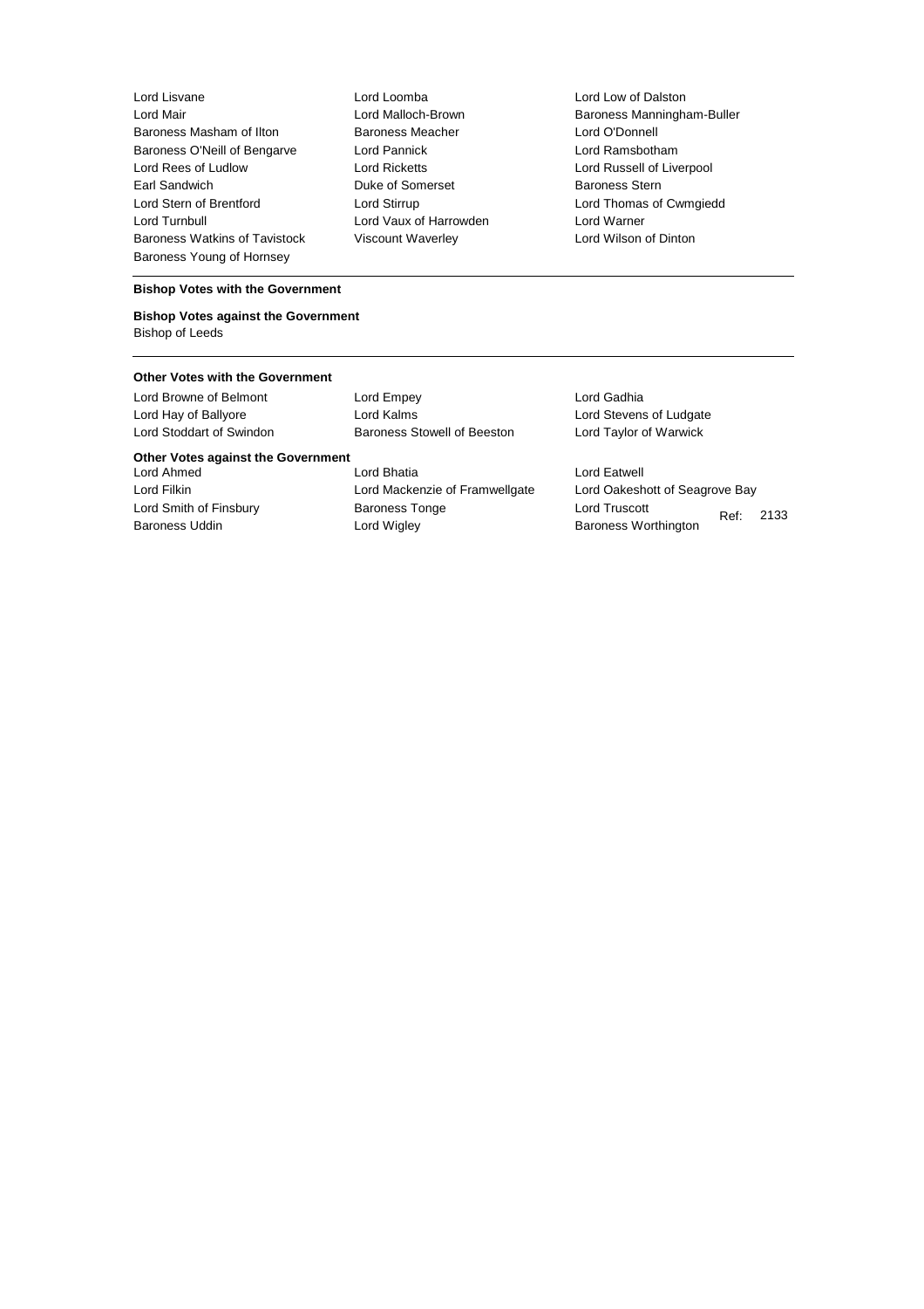Lord Lisvane
Lord Loomba
Lord Low of Dalston
Lord Mair
Lord Malloch-Brown
Baroness Manningham-Buller
Baroness Masham of Ilton
Baroness Meacher
Lord O'Donnell
Baroness O'Neill of Bengarve
Lord Pannick
Lord Ramsbotham
Lord Rees of Ludlow
Lord Ricketts
Lord Russell of Liverpool
Earl Sandwich
Duke of Somerset
Baroness Stern
Lord Stern of Brentford
Lord Stirrup
Lord Thomas of Cwmgiedd
Lord Turnbull
Lord Vaux of Harrowden
Lord Warner
Baroness Watkins of Tavistock
Viscount Waverley
Lord Wilson of Dinton
Baroness Young of Hornsey

**Bishop Votes with the Government**

**Bishop Votes against the Government**

Bishop of Leeds

**Other Votes with the Government**

Lord Browne of Belmont
Lord Empey
Lord Gadhia
Lord Hay of Ballyore
Lord Kalms
Lord Stevens of Ludgate
Lord Stoddart of Swindon
Baroness Stowell of Beeston
Lord Taylor of Warwick

**Other Votes against the Government**

Lord Ahmed
Lord Bhatia
Lord Eatwell
Lord Filkin
Lord Mackenzie of Framwellgate
Lord Oakeshott of Seagrove Bay
Lord Smith of Finsbury
Baroness Tonge
Lord Truscott
Baroness Uddin
Lord Wigley
Baroness Worthington

Ref: 2133